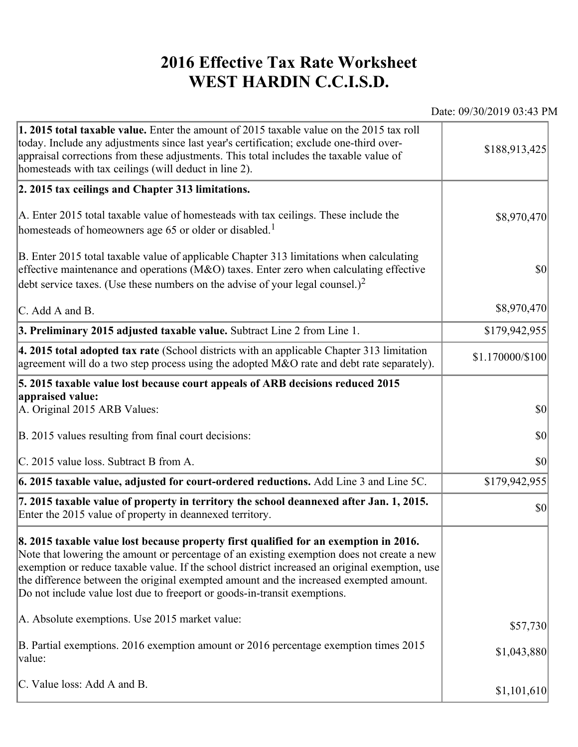# 2016 Effective Tax Rate Worksheet
# WEST HARDIN C.C.I.S.D.

Date: 09/30/2019 03:43 PM

| | |
|---|---|
| **1. 2015 total taxable value.** Enter the amount of 2015 taxable value on the 2015 tax roll today. Include any adjustments since last year's certification; exclude one-third over-appraisal corrections from these adjustments. This total includes the taxable value of homesteads with tax ceilings (will deduct in line 2). | $188,913,425 |
| **2. 2015 tax ceilings and Chapter 313 limitations.** | |
| A. Enter 2015 total taxable value of homesteads with tax ceilings. These include the homesteads of homeowners age 65 or older or disabled.[1] | $8,970,470 |
| B. Enter 2015 total taxable value of applicable Chapter 313 limitations when calculating effective maintenance and operations (M&O) taxes. Enter zero when calculating effective debt service taxes. (Use these numbers on the advise of your legal counsel.)[2] | $0 |
| C. Add A and B. | $8,970,470 |
| **3. Preliminary 2015 adjusted taxable value.** Subtract Line 2 from Line 1. | $179,942,955 |
| **4. 2015 total adopted tax rate** (School districts with an applicable Chapter 313 limitation agreement will do a two step process using the adopted M&O rate and debt rate separately). | $1.170000/$100 |
| **5. 2015 taxable value lost because court appeals of ARB decisions reduced 2015 appraised value:** | |
| A. Original 2015 ARB Values: | $0 |
| B. 2015 values resulting from final court decisions: | $0 |
| C. 2015 value loss. Subtract B from A. | $0 |
| **6. 2015 taxable value, adjusted for court-ordered reductions.** Add Line 3 and Line 5C. | $179,942,955 |
| **7. 2015 taxable value of property in territory the school deannexed after Jan. 1, 2015.** Enter the 2015 value of property in deannexed territory. | $0 |
| **8. 2015 taxable value lost because property first qualified for an exemption in 2016.** Note that lowering the amount or percentage of an existing exemption does not create a new exemption or reduce taxable value. If the school district increased an original exemption, use the difference between the original exempted amount and the increased exempted amount. Do not include value lost due to freeport or goods-in-transit exemptions. | |
| A. Absolute exemptions. Use 2015 market value: | $57,730 |
| B. Partial exemptions. 2016 exemption amount or 2016 percentage exemption times 2015 value: | $1,043,880 |
| C. Value loss: Add A and B. | $1,101,610 |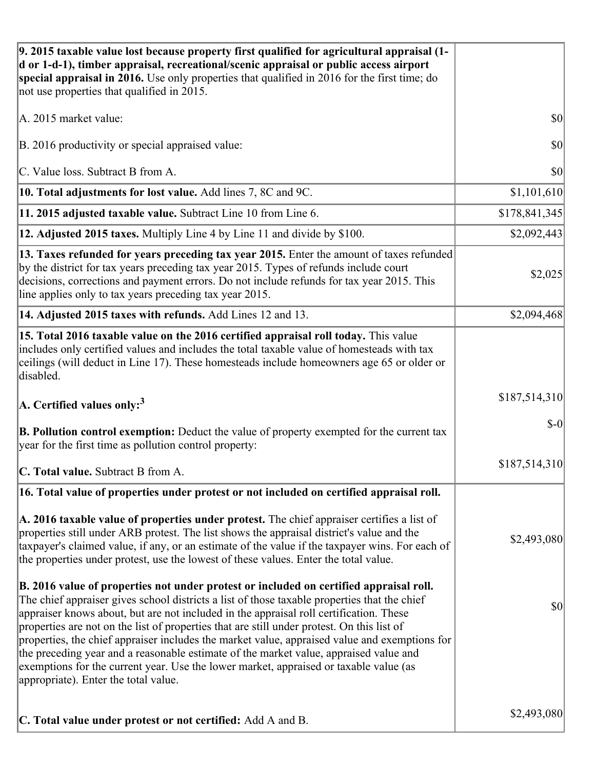| | |
|---|---|
| **9. 2015 taxable value lost because property first qualified for agricultural appraisal (1-d or 1-d-1), timber appraisal, recreational/scenic appraisal or public access airport special appraisal in 2016.** Use only properties that qualified in 2016 for the first time; do not use properties that qualified in 2015.<br><br>A. 2015 market value:<br><br>B. 2016 productivity or special appraised value:<br><br>C. Value loss. Subtract B from A. | <br><br><br><br>$0<br><br>$0<br><br>$0 |
| **10. Total adjustments for lost value.** Add lines 7, 8C and 9C. | $1,101,610 |
| **11. 2015 adjusted taxable value.** Subtract Line 10 from Line 6. | $178,841,345 |
| **12. Adjusted 2015 taxes.** Multiply Line 4 by Line 11 and divide by $100. | $2,092,443 |
| **13. Taxes refunded for years preceding tax year 2015.** Enter the amount of taxes refunded by the district for tax years preceding tax year 2015. Types of refunds include court decisions, corrections and payment errors. Do not include refunds for tax year 2015. This line applies only to tax years preceding tax year 2015. | $2,025 |
| **14. Adjusted 2015 taxes with refunds.** Add Lines 12 and 13. | $2,094,468 |
| **15. Total 2016 taxable value on the 2016 certified appraisal roll today.** This value includes only certified values and includes the total taxable value of homesteads with tax ceilings (will deduct in Line 17). These homesteads include homeowners age 65 or older or disabled.<br><br>**A. Certified values only:**[3]<br><br>**B. Pollution control exemption:** Deduct the value of property exempted for the current tax year for the first time as pollution control property:<br><br>**C. Total value.** Subtract B from A. | <br><br><br><br>$187,514,310<br><br>$-0<br><br>$187,514,310 |
| **16. Total value of properties under protest or not included on certified appraisal roll.**<br><br>**A. 2016 taxable value of properties under protest.** The chief appraiser certifies a list of properties still under ARB protest. The list shows the appraisal district's value and the taxpayer's claimed value, if any, or an estimate of the value if the taxpayer wins. For each of the properties under protest, use the lowest of these values. Enter the total value.<br><br>**B. 2016 value of properties not under protest or included on certified appraisal roll.** The chief appraiser gives school districts a list of those taxable properties that the chief appraiser knows about, but are not included in the appraisal roll certification. These properties are not on the list of properties that are still under protest. On this list of properties, the chief appraiser includes the market value, appraised value and exemptions for the preceding year and a reasonable estimate of the market value, appraised value and exemptions for the current year. Use the lower market, appraised or taxable value (as appropriate). Enter the total value.<br><br>**C. Total value under protest or not certified:** Add A and B. | <br><br>$2,493,080<br><br>$0<br><br>$2,493,080 |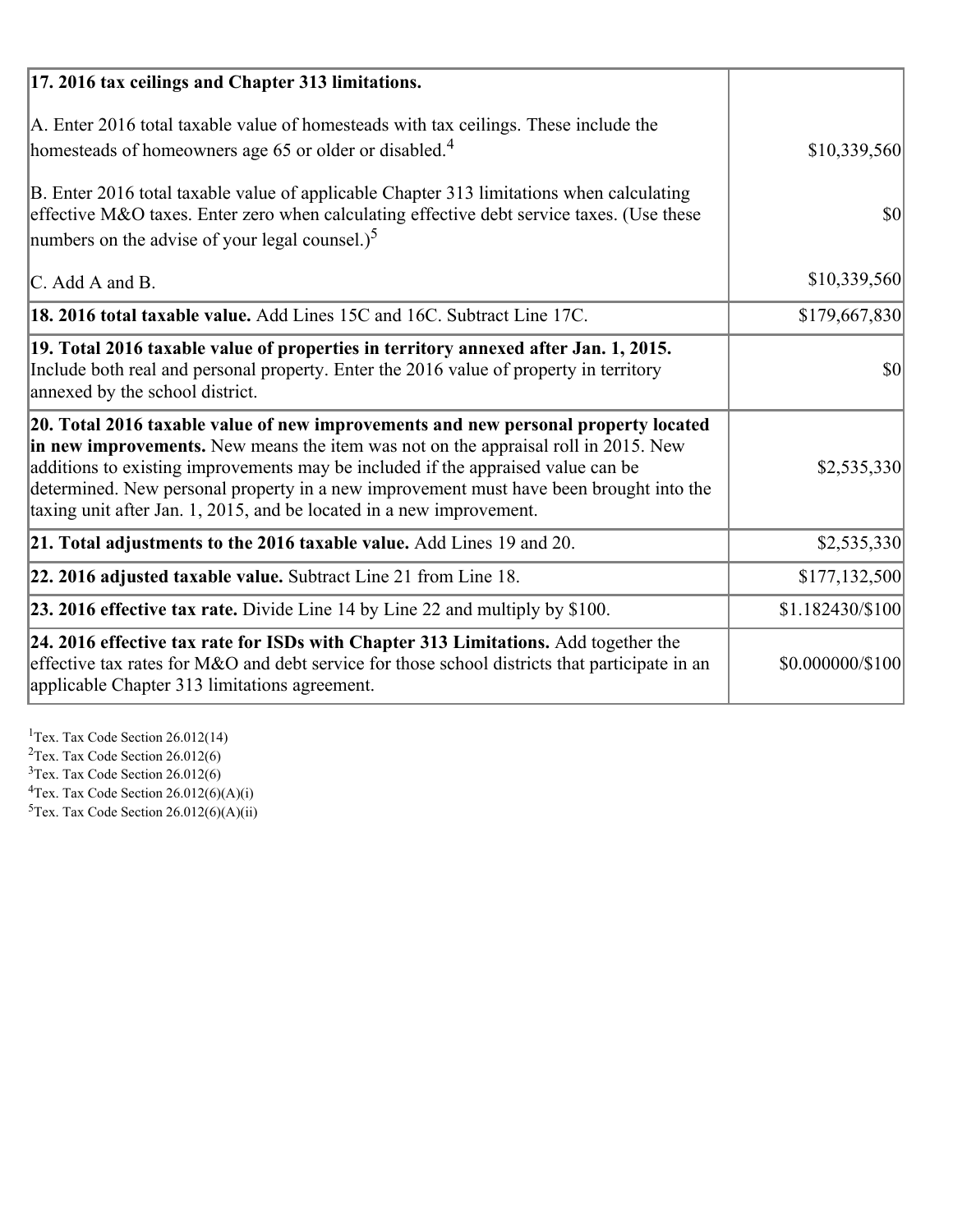| | |
|---|---|
| **17. 2016 tax ceilings and Chapter 313 limitations.** | |
| A. Enter 2016 total taxable value of homesteads with tax ceilings. These include the homesteads of homeowners age 65 or older or disabled.[4] | $10,339,560 |
| B. Enter 2016 total taxable value of applicable Chapter 313 limitations when calculating effective M&O taxes. Enter zero when calculating effective debt service taxes. (Use these numbers on the advise of your legal counsel.)[5] | $0 |
| C. Add A and B. | $10,339,560 |
| **18. 2016 total taxable value.** Add Lines 15C and 16C. Subtract Line 17C. | $179,667,830 |
| **19. Total 2016 taxable value of properties in territory annexed after Jan. 1, 2015.** Include both real and personal property. Enter the 2016 value of property in territory annexed by the school district. | $0 |
| **20. Total 2016 taxable value of new improvements and new personal property located in new improvements.** New means the item was not on the appraisal roll in 2015. New additions to existing improvements may be included if the appraised value can be determined. New personal property in a new improvement must have been brought into the taxing unit after Jan. 1, 2015, and be located in a new improvement. | $2,535,330 |
| **21. Total adjustments to the 2016 taxable value.** Add Lines 19 and 20. | $2,535,330 |
| **22. 2016 adjusted taxable value.** Subtract Line 21 from Line 18. | $177,132,500 |
| **23. 2016 effective tax rate.** Divide Line 14 by Line 22 and multiply by $100. | $1.182430/$100 |
| **24. 2016 effective tax rate for ISDs with Chapter 313 Limitations.** Add together the effective tax rates for M&O and debt service for those school districts that participate in an applicable Chapter 313 limitations agreement. | $0.000000/$100 |

[1] Tex. Tax Code Section 26.012(14)
[2] Tex. Tax Code Section 26.012(6)
[3] Tex. Tax Code Section 26.012(6)
[4] Tex. Tax Code Section 26.012(6)(A)(i)
[5] Tex. Tax Code Section 26.012(6)(A)(ii)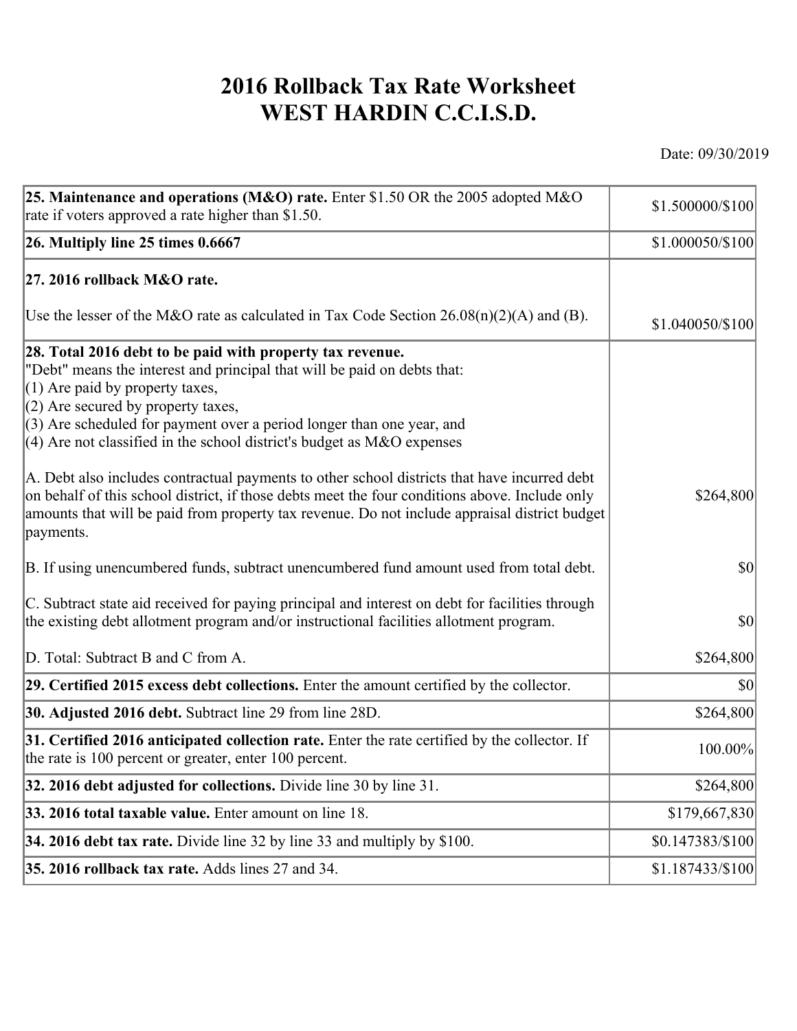# 2016 Rollback Tax Rate Worksheet
# WEST HARDIN C.C.I.S.D.

Date: 09/30/2019

| | |
|---|---|
| **25. Maintenance and operations (M&O) rate.** Enter $1.50 OR the 2005 adopted M&O rate if voters approved a rate higher than $1.50. | $1.500000/$100 |
| **26. Multiply line 25 times 0.6667** | $1.000050/$100 |
| **27. 2016 rollback M&O rate.**<br><br>Use the lesser of the M&O rate as calculated in Tax Code Section 26.08(n)(2)(A) and (B). | $1.040050/$100 |
| **28. Total 2016 debt to be paid with property tax revenue.**<br>"Debt" means the interest and principal that will be paid on debts that:<br>(1) Are paid by property taxes,<br>(2) Are secured by property taxes,<br>(3) Are scheduled for payment over a period longer than one year, and<br>(4) Are not classified in the school district's budget as M&O expenses<br><br>A. Debt also includes contractual payments to other school districts that have incurred debt on behalf of this school district, if those debts meet the four conditions above. Include only amounts that will be paid from property tax revenue. Do not include appraisal district budget payments. | $264,800 |
| B. If using unencumbered funds, subtract unencumbered fund amount used from total debt. | $0 |
| C. Subtract state aid received for paying principal and interest on debt for facilities through the existing debt allotment program and/or instructional facilities allotment program. | $0 |
| D. Total: Subtract B and C from A. | $264,800 |
| **29. Certified 2015 excess debt collections.** Enter the amount certified by the collector. | $0 |
| **30. Adjusted 2016 debt.** Subtract line 29 from line 28D. | $264,800 |
| **31. Certified 2016 anticipated collection rate.** Enter the rate certified by the collector. If the rate is 100 percent or greater, enter 100 percent. | 100.00% |
| **32. 2016 debt adjusted for collections.** Divide line 30 by line 31. | $264,800 |
| **33. 2016 total taxable value.** Enter amount on line 18. | $179,667,830 |
| **34. 2016 debt tax rate.** Divide line 32 by line 33 and multiply by $100. | $0.147383/$100 |
| **35. 2016 rollback tax rate.** Adds lines 27 and 34. | $1.187433/$100 |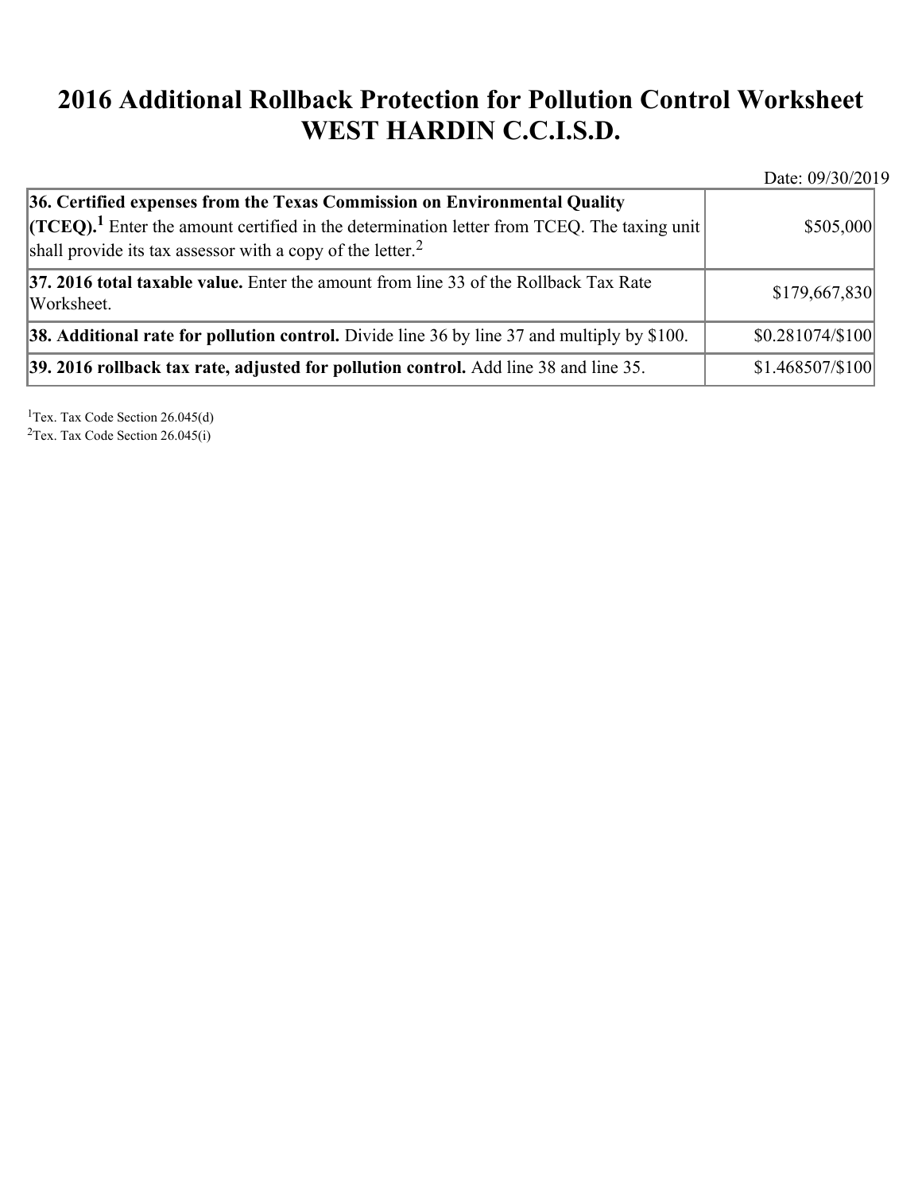# 2016 Additional Rollback Protection for Pollution Control Worksheet
# WEST HARDIN C.C.I.S.D.

Date: 09/30/2019

| | |
|---|---|
| **36. Certified expenses from the Texas Commission on Environmental Quality (TCEQ).**[1] Enter the amount certified in the determination letter from TCEQ. The taxing unit shall provide its tax assessor with a copy of the letter.[2] | $505,000 |
| **37. 2016 total taxable value.** Enter the amount from line 33 of the Rollback Tax Rate Worksheet. | $179,667,830 |
| **38. Additional rate for pollution control.** Divide line 36 by line 37 and multiply by $100. | $0.281074/$100 |
| **39. 2016 rollback tax rate, adjusted for pollution control.** Add line 38 and line 35. | $1.468507/$100 |

[1]Tex. Tax Code Section 26.045(d)
[2]Tex. Tax Code Section 26.045(i)